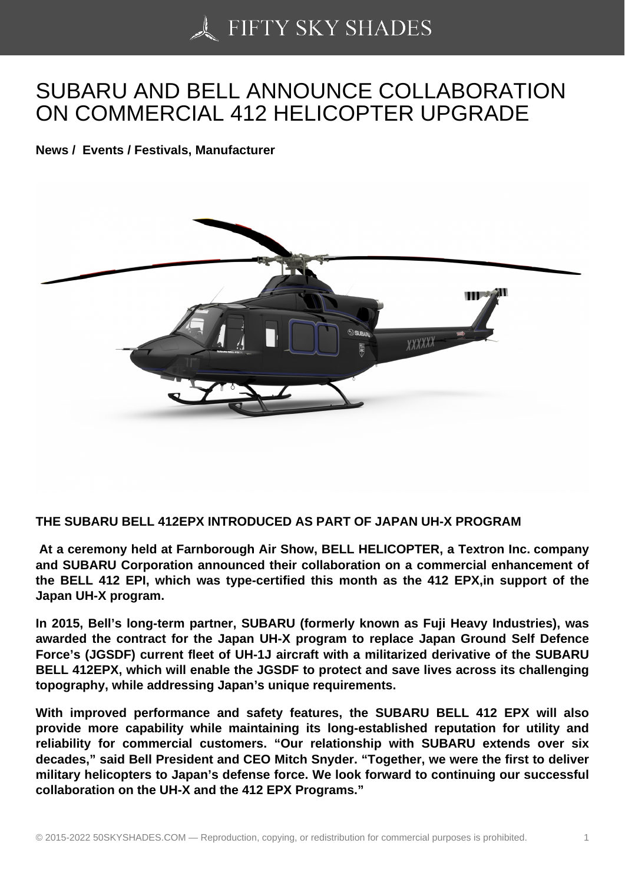# SUBARU AND BELL ANNOUNCE COLLABORATION ON COMMERCIAL 412 HELICOPTER UPGRADE

**News / Events / Festivals, Manufacturer**

**THE SUBARU BELL 412EPX INTRODUCED AS PART OF JAPAN UH-X PROGRAM**

**At a ceremony held at Farnborough Air Show, BELL HELICOPTER, a Textron Inc. company and SUBARU Corporation announced their collaboration on a commercial enhancement of the BELL 412 EPI, which was type-certified this month as the 412 EPX,in support of the Japan UH-X program.**

**In 2015, Bell's long-term partner, SUBARU (formerly known as Fuji Heavy Industries), was awarded the contract for the Japan UH-X program to replace Japan Ground Self Defence Force's (JGSDF) current fleet of UH-1J aircraft with a militarized derivative of the SUBARU BELL 412EPX, which will enable the JGSDF to protect and save lives across its challenging topography, while addressing Japan's unique requirements.**

**With improved performance and safety features, the SUBARU BELL 412 EPX will also provide more capability while maintaining its long-established reputation for utility and reliability for commercial customers. "Our relationship with SUBARU extends over six decades," said Bell President and CEO Mitch Snyder. "Together, we were the first to deliver military helicopters to Japan's defense force. We look forward to continuing our successful collaboration on the UH-X and the 412 EPX Programs."**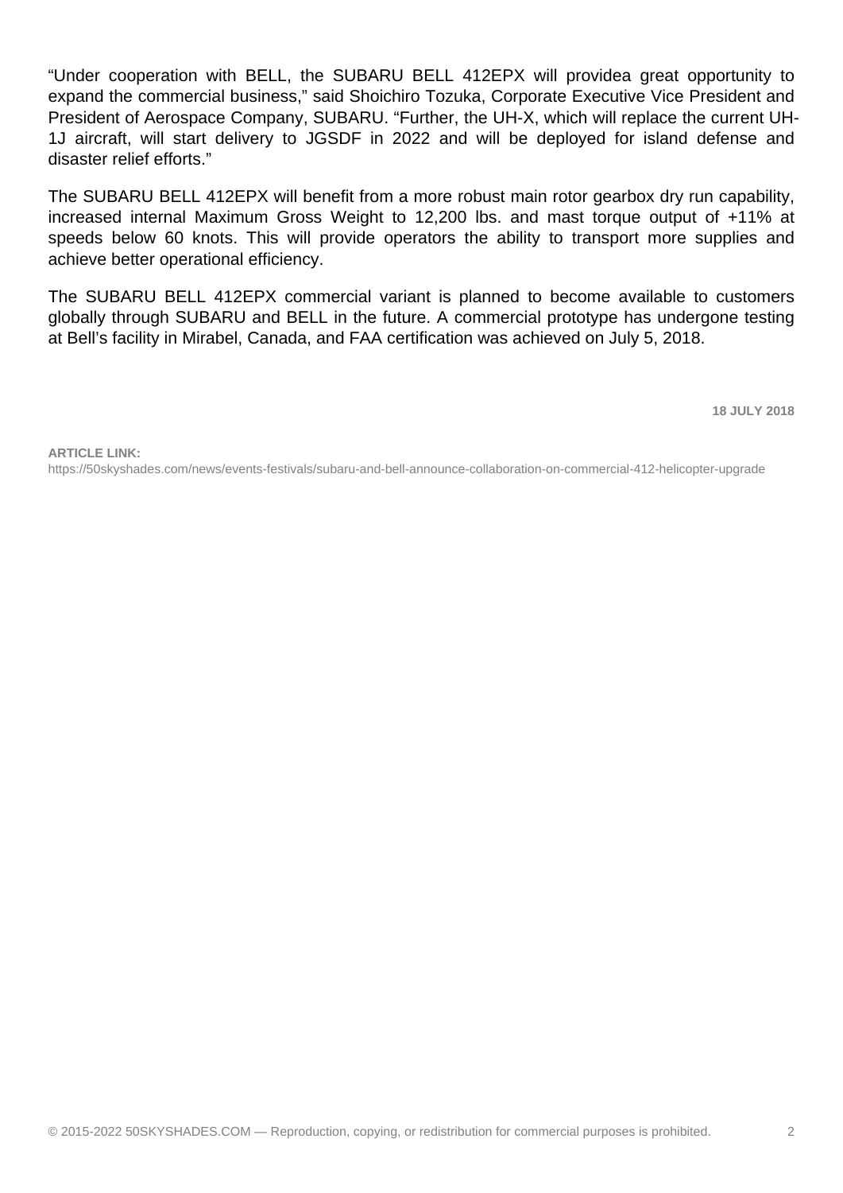“Under cooperation with BELL, the SUBARU BELL 412EPX will providea great opportunity to expand the commercial business,” said Shoichiro Tozuka, Corporate Executive Vice President and President of Aerospace Company, SUBARU. “Further, the UH-X, which will replace the current UH-1J aircraft, will start delivery to JGSDF in 2022 and will be deployed for island defense and disaster relief efforts.”

The SUBARU BELL 412EPX will benefit from a more robust main rotor gearbox dry run capability, increased internal Maximum Gross Weight to 12,200 lbs. and mast torque output of +11% at speeds below 60 knots. This will provide operators the ability to transport more supplies and achieve better operational efficiency.

The SUBARU BELL 412EPX commercial variant is planned to become available to customers globally through SUBARU and BELL in the future. A commercial prototype has undergone testing at Bell’s facility in Mirabel, Canada, and FAA certification was achieved on July 5, 2018.

**18 JULY 2018**

**ARTICLE LINK:**
https://50skyshades.com/news/events-festivals/subaru-and-bell-announce-collaboration-on-commercial-412-helicopter-upgrade